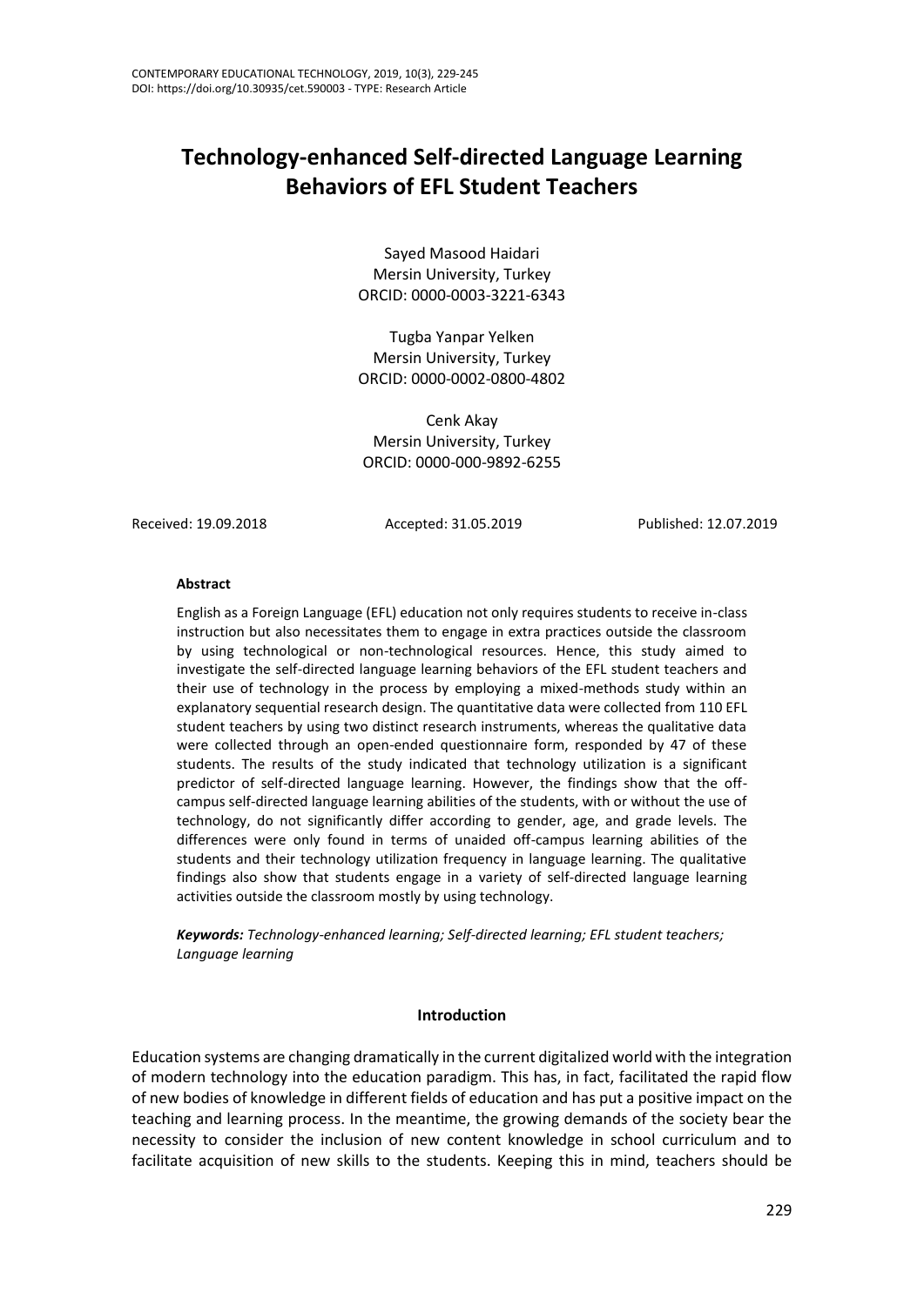# Technology-enhanced Self-directed Language Learning Behaviors of EFL Student Teachers

Sayed Masood Haidari
Mersin University, Turkey
ORCID: 0000-0003-3221-6343

Tugba Yanpar Yelken
Mersin University, Turkey
ORCID: 0000-0002-0800-4802

Cenk Akay
Mersin University, Turkey
ORCID: 0000-000-9892-6255

Received: 19.09.2018 Accepted: 31.05.2019 Published: 12.07.2019

**Abstract**

English as a Foreign Language (EFL) education not only requires students to receive in-class instruction but also necessitates them to engage in extra practices outside the classroom by using technological or non-technological resources. Hence, this study aimed to investigate the self-directed language learning behaviors of the EFL student teachers and their use of technology in the process by employing a mixed-methods study within an explanatory sequential research design. The quantitative data were collected from 110 EFL student teachers by using two distinct research instruments, whereas the qualitative data were collected through an open-ended questionnaire form, responded by 47 of these students. The results of the study indicated that technology utilization is a significant predictor of self-directed language learning. However, the findings show that the off-campus self-directed language learning abilities of the students, with or without the use of technology, do not significantly differ according to gender, age, and grade levels. The differences were only found in terms of unaided off-campus learning abilities of the students and their technology utilization frequency in language learning. The qualitative findings also show that students engage in a variety of self-directed language learning activities outside the classroom mostly by using technology.

***Keywords:*** *Technology-enhanced learning; Self-directed learning; EFL student teachers; Language learning*

## Introduction

Education systems are changing dramatically in the current digitalized world with the integration of modern technology into the education paradigm. This has, in fact, facilitated the rapid flow of new bodies of knowledge in different fields of education and has put a positive impact on the teaching and learning process. In the meantime, the growing demands of the society bear the necessity to consider the inclusion of new content knowledge in school curriculum and to facilitate acquisition of new skills to the students. Keeping this in mind, teachers should be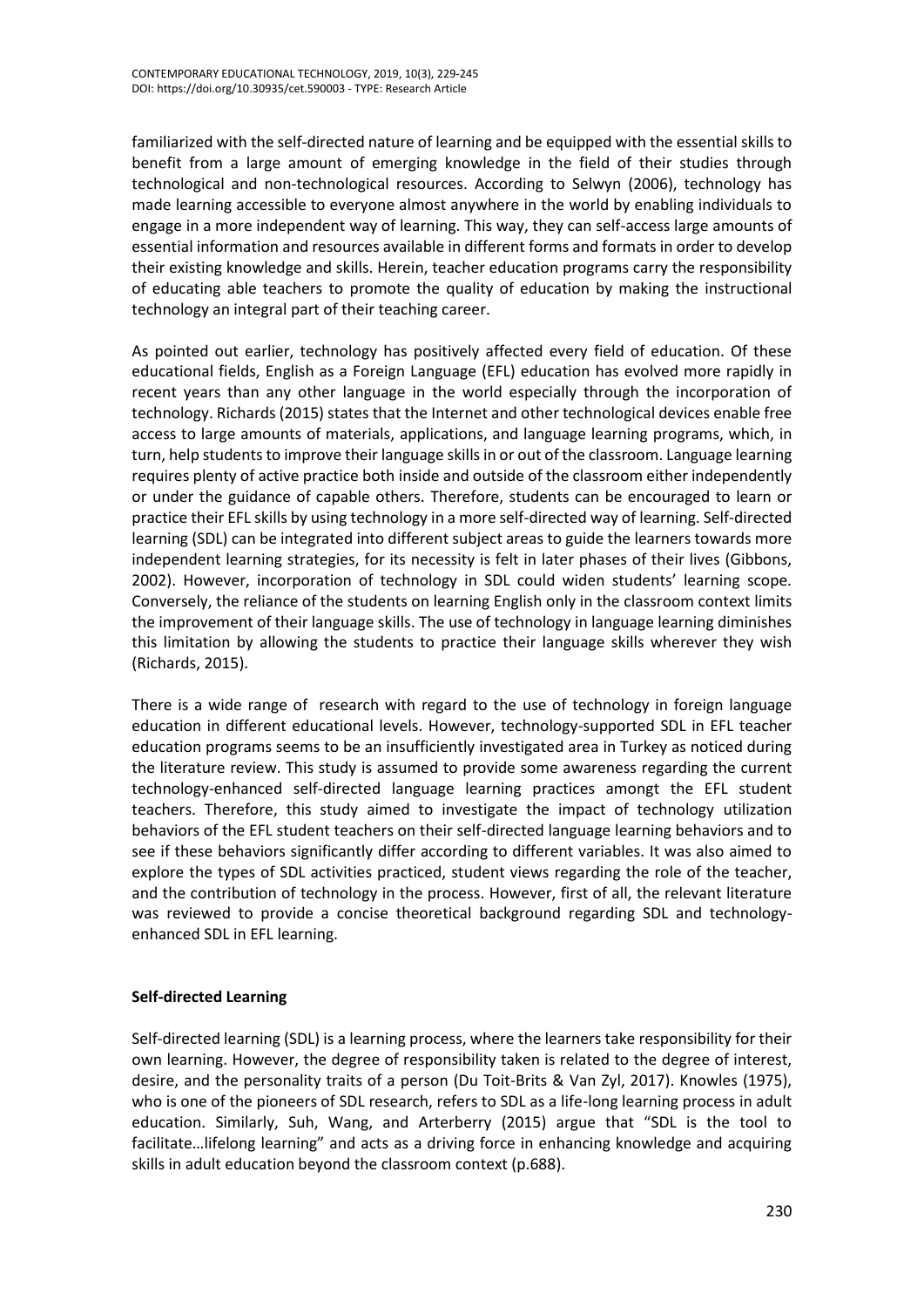familiarized with the self-directed nature of learning and be equipped with the essential skills to benefit from a large amount of emerging knowledge in the field of their studies through technological and non-technological resources. According to Selwyn (2006), technology has made learning accessible to everyone almost anywhere in the world by enabling individuals to engage in a more independent way of learning. This way, they can self-access large amounts of essential information and resources available in different forms and formats in order to develop their existing knowledge and skills. Herein, teacher education programs carry the responsibility of educating able teachers to promote the quality of education by making the instructional technology an integral part of their teaching career.

As pointed out earlier, technology has positively affected every field of education. Of these educational fields, English as a Foreign Language (EFL) education has evolved more rapidly in recent years than any other language in the world especially through the incorporation of technology. Richards (2015) states that the Internet and other technological devices enable free access to large amounts of materials, applications, and language learning programs, which, in turn, help students to improve their language skills in or out of the classroom. Language learning requires plenty of active practice both inside and outside of the classroom either independently or under the guidance of capable others. Therefore, students can be encouraged to learn or practice their EFL skills by using technology in a more self-directed way of learning. Self-directed learning (SDL) can be integrated into different subject areas to guide the learners towards more independent learning strategies, for its necessity is felt in later phases of their lives (Gibbons, 2002). However, incorporation of technology in SDL could widen students' learning scope. Conversely, the reliance of the students on learning English only in the classroom context limits the improvement of their language skills. The use of technology in language learning diminishes this limitation by allowing the students to practice their language skills wherever they wish (Richards, 2015).

There is a wide range of research with regard to the use of technology in foreign language education in different educational levels. However, technology-supported SDL in EFL teacher education programs seems to be an insufficiently investigated area in Turkey as noticed during the literature review. This study is assumed to provide some awareness regarding the current technology-enhanced self-directed language learning practices amongt the EFL student teachers. Therefore, this study aimed to investigate the impact of technology utilization behaviors of the EFL student teachers on their self-directed language learning behaviors and to see if these behaviors significantly differ according to different variables. It was also aimed to explore the types of SDL activities practiced, student views regarding the role of the teacher, and the contribution of technology in the process. However, first of all, the relevant literature was reviewed to provide a concise theoretical background regarding SDL and technology-enhanced SDL in EFL learning.

## Self-directed Learning

Self-directed learning (SDL) is a learning process, where the learners take responsibility for their own learning. However, the degree of responsibility taken is related to the degree of interest, desire, and the personality traits of a person (Du Toit-Brits & Van Zyl, 2017). Knowles (1975), who is one of the pioneers of SDL research, refers to SDL as a life-long learning process in adult education. Similarly, Suh, Wang, and Arterberry (2015) argue that "SDL is the tool to facilitate…lifelong learning" and acts as a driving force in enhancing knowledge and acquiring skills in adult education beyond the classroom context (p.688).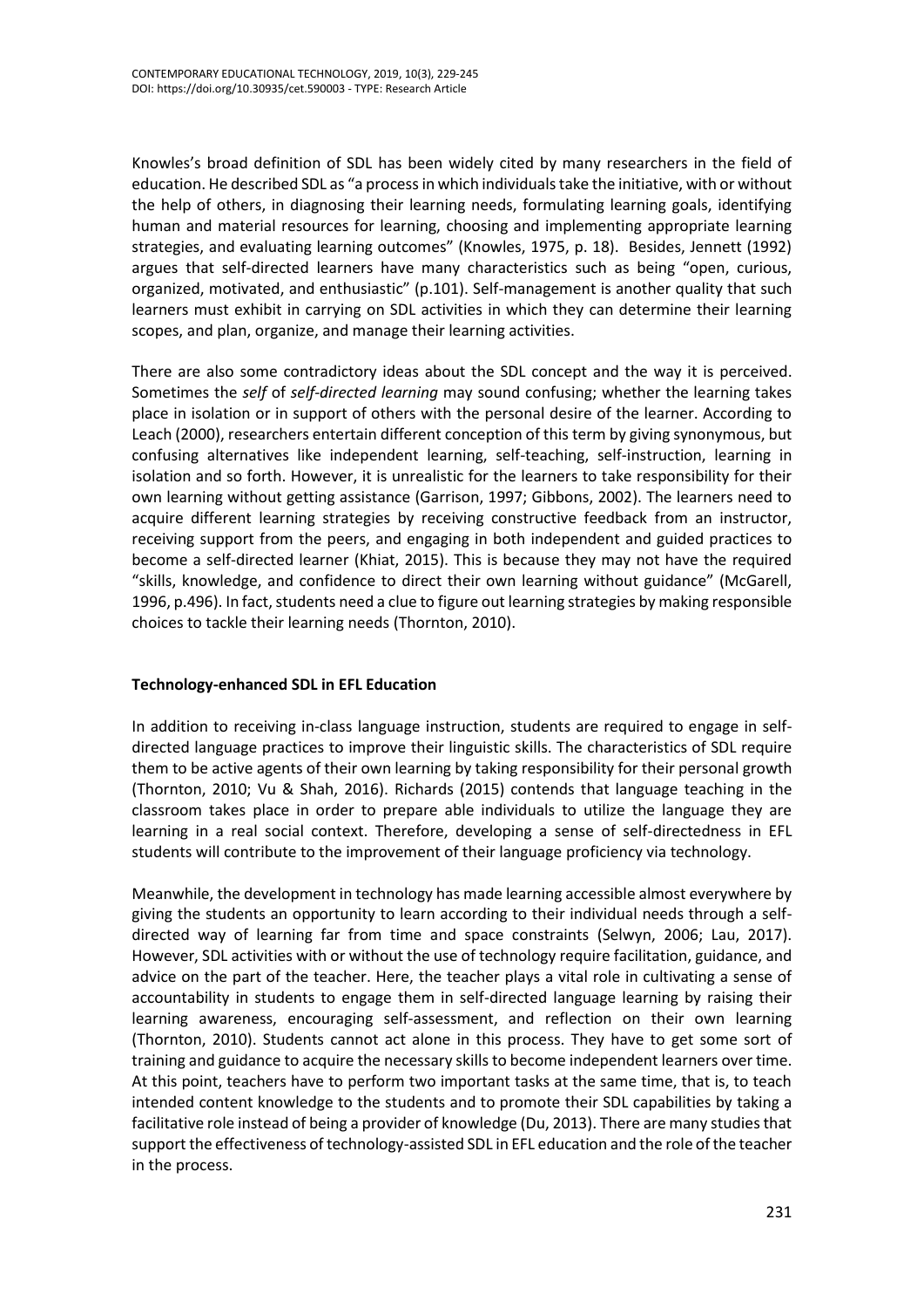Knowles's broad definition of SDL has been widely cited by many researchers in the field of education. He described SDL as "a process in which individuals take the initiative, with or without the help of others, in diagnosing their learning needs, formulating learning goals, identifying human and material resources for learning, choosing and implementing appropriate learning strategies, and evaluating learning outcomes" (Knowles, 1975, p. 18). Besides, Jennett (1992) argues that self-directed learners have many characteristics such as being "open, curious, organized, motivated, and enthusiastic" (p.101). Self-management is another quality that such learners must exhibit in carrying on SDL activities in which they can determine their learning scopes, and plan, organize, and manage their learning activities.

There are also some contradictory ideas about the SDL concept and the way it is perceived. Sometimes the *self* of *self-directed learning* may sound confusing; whether the learning takes place in isolation or in support of others with the personal desire of the learner. According to Leach (2000), researchers entertain different conception of this term by giving synonymous, but confusing alternatives like independent learning, self-teaching, self-instruction, learning in isolation and so forth. However, it is unrealistic for the learners to take responsibility for their own learning without getting assistance (Garrison, 1997; Gibbons, 2002). The learners need to acquire different learning strategies by receiving constructive feedback from an instructor, receiving support from the peers, and engaging in both independent and guided practices to become a self-directed learner (Khiat, 2015). This is because they may not have the required "skills, knowledge, and confidence to direct their own learning without guidance" (McGarell, 1996, p.496). In fact, students need a clue to figure out learning strategies by making responsible choices to tackle their learning needs (Thornton, 2010).

**Technology-enhanced SDL in EFL Education**

In addition to receiving in-class language instruction, students are required to engage in self-directed language practices to improve their linguistic skills. The characteristics of SDL require them to be active agents of their own learning by taking responsibility for their personal growth (Thornton, 2010; Vu & Shah, 2016). Richards (2015) contends that language teaching in the classroom takes place in order to prepare able individuals to utilize the language they are learning in a real social context. Therefore, developing a sense of self-directedness in EFL students will contribute to the improvement of their language proficiency via technology.

Meanwhile, the development in technology has made learning accessible almost everywhere by giving the students an opportunity to learn according to their individual needs through a self-directed way of learning far from time and space constraints (Selwyn, 2006; Lau, 2017). However, SDL activities with or without the use of technology require facilitation, guidance, and advice on the part of the teacher. Here, the teacher plays a vital role in cultivating a sense of accountability in students to engage them in self-directed language learning by raising their learning awareness, encouraging self-assessment, and reflection on their own learning (Thornton, 2010). Students cannot act alone in this process. They have to get some sort of training and guidance to acquire the necessary skills to become independent learners over time. At this point, teachers have to perform two important tasks at the same time, that is, to teach intended content knowledge to the students and to promote their SDL capabilities by taking a facilitative role instead of being a provider of knowledge (Du, 2013). There are many studies that support the effectiveness of technology-assisted SDL in EFL education and the role of the teacher in the process.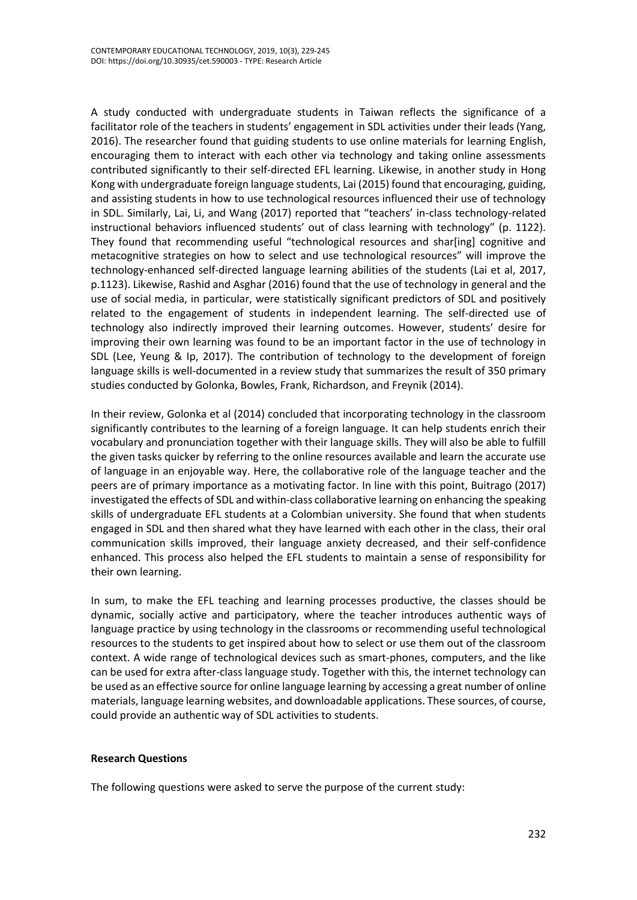A study conducted with undergraduate students in Taiwan reflects the significance of a facilitator role of the teachers in students' engagement in SDL activities under their leads (Yang, 2016). The researcher found that guiding students to use online materials for learning English, encouraging them to interact with each other via technology and taking online assessments contributed significantly to their self-directed EFL learning. Likewise, in another study in Hong Kong with undergraduate foreign language students, Lai (2015) found that encouraging, guiding, and assisting students in how to use technological resources influenced their use of technology in SDL. Similarly, Lai, Li, and Wang (2017) reported that "teachers' in-class technology-related instructional behaviors influenced students' out of class learning with technology" (p. 1122). They found that recommending useful "technological resources and shar[ing] cognitive and metacognitive strategies on how to select and use technological resources" will improve the technology-enhanced self-directed language learning abilities of the students (Lai et al, 2017, p.1123). Likewise, Rashid and Asghar (2016) found that the use of technology in general and the use of social media, in particular, were statistically significant predictors of SDL and positively related to the engagement of students in independent learning. The self-directed use of technology also indirectly improved their learning outcomes. However, students' desire for improving their own learning was found to be an important factor in the use of technology in SDL (Lee, Yeung & Ip, 2017). The contribution of technology to the development of foreign language skills is well-documented in a review study that summarizes the result of 350 primary studies conducted by Golonka, Bowles, Frank, Richardson, and Freynik (2014).

In their review, Golonka et al (2014) concluded that incorporating technology in the classroom significantly contributes to the learning of a foreign language. It can help students enrich their vocabulary and pronunciation together with their language skills. They will also be able to fulfill the given tasks quicker by referring to the online resources available and learn the accurate use of language in an enjoyable way. Here, the collaborative role of the language teacher and the peers are of primary importance as a motivating factor. In line with this point, Buitrago (2017) investigated the effects of SDL and within-class collaborative learning on enhancing the speaking skills of undergraduate EFL students at a Colombian university. She found that when students engaged in SDL and then shared what they have learned with each other in the class, their oral communication skills improved, their language anxiety decreased, and their self-confidence enhanced. This process also helped the EFL students to maintain a sense of responsibility for their own learning.

In sum, to make the EFL teaching and learning processes productive, the classes should be dynamic, socially active and participatory, where the teacher introduces authentic ways of language practice by using technology in the classrooms or recommending useful technological resources to the students to get inspired about how to select or use them out of the classroom context. A wide range of technological devices such as smart-phones, computers, and the like can be used for extra after-class language study. Together with this, the internet technology can be used as an effective source for online language learning by accessing a great number of online materials, language learning websites, and downloadable applications. These sources, of course, could provide an authentic way of SDL activities to students.

**Research Questions**

The following questions were asked to serve the purpose of the current study: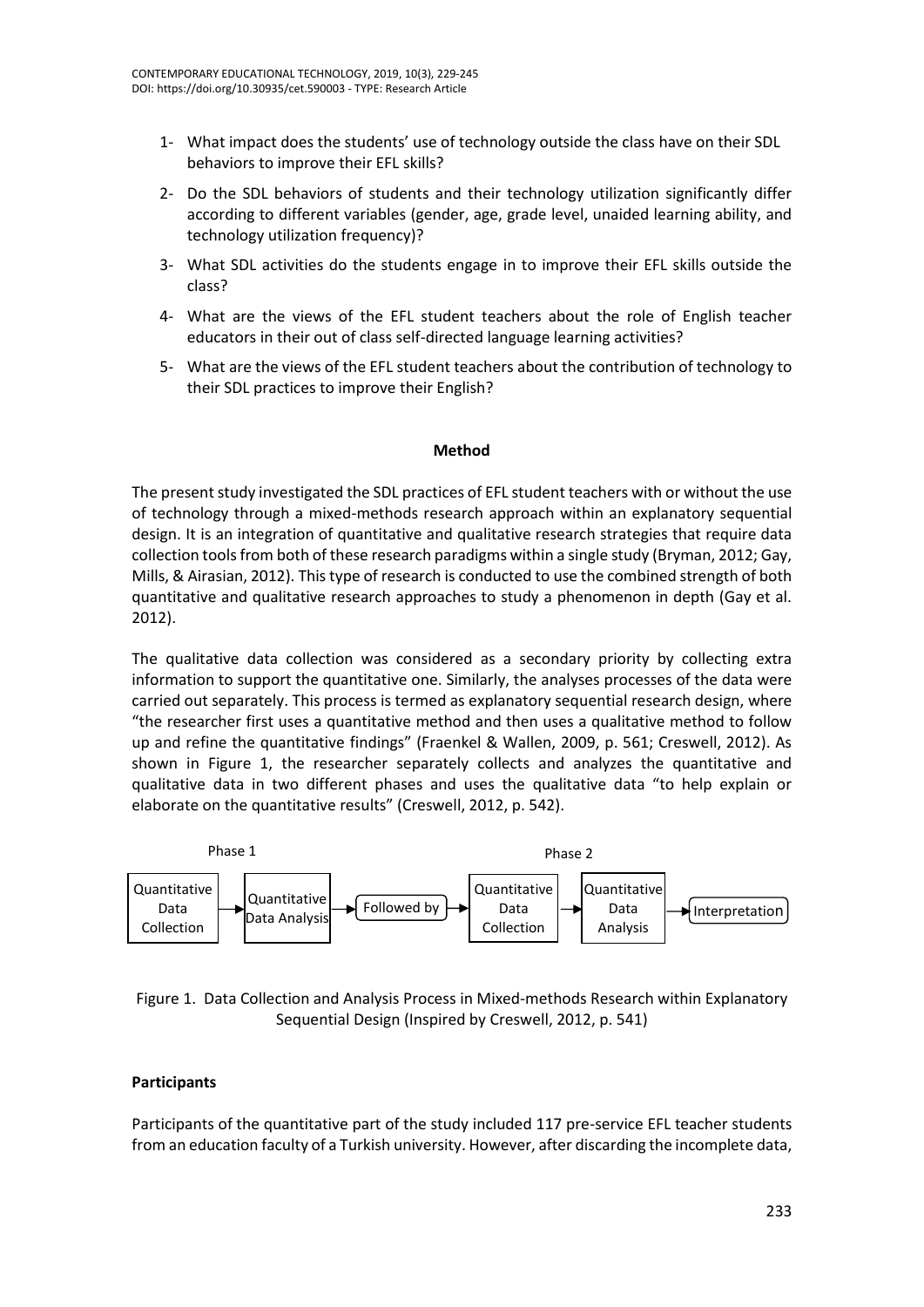1- What impact does the students' use of technology outside the class have on their SDL behaviors to improve their EFL skills?

2- Do the SDL behaviors of students and their technology utilization significantly differ according to different variables (gender, age, grade level, unaided learning ability, and technology utilization frequency)?

3- What SDL activities do the students engage in to improve their EFL skills outside the class?

4- What are the views of the EFL student teachers about the role of English teacher educators in their out of class self-directed language learning activities?

5- What are the views of the EFL student teachers about the contribution of technology to their SDL practices to improve their English?

## Method

The present study investigated the SDL practices of EFL student teachers with or without the use of technology through a mixed-methods research approach within an explanatory sequential design. It is an integration of quantitative and qualitative research strategies that require data collection tools from both of these research paradigms within a single study (Bryman, 2012; Gay, Mills, & Airasian, 2012). This type of research is conducted to use the combined strength of both quantitative and qualitative research approaches to study a phenomenon in depth (Gay et al. 2012).

The qualitative data collection was considered as a secondary priority by collecting extra information to support the quantitative one. Similarly, the analyses processes of the data were carried out separately. This process is termed as explanatory sequential research design, where "the researcher first uses a quantitative method and then uses a qualitative method to follow up and refine the quantitative findings" (Fraenkel & Wallen, 2009, p. 561; Creswell, 2012). As shown in Figure 1, the researcher separately collects and analyzes the quantitative and qualitative data in two different phases and uses the qualitative data "to help explain or elaborate on the quantitative results" (Creswell, 2012, p. 542).

Phase 1: Quantitative Data Collection → Quantitative Data Analysis → Followed by → Phase 2: Quantitative Data Collection → Quantitative Data Analysis → Interpretation

Figure 1. Data Collection and Analysis Process in Mixed-methods Research within Explanatory Sequential Design (Inspired by Creswell, 2012, p. 541)

### Participants

Participants of the quantitative part of the study included 117 pre-service EFL teacher students from an education faculty of a Turkish university. However, after discarding the incomplete data,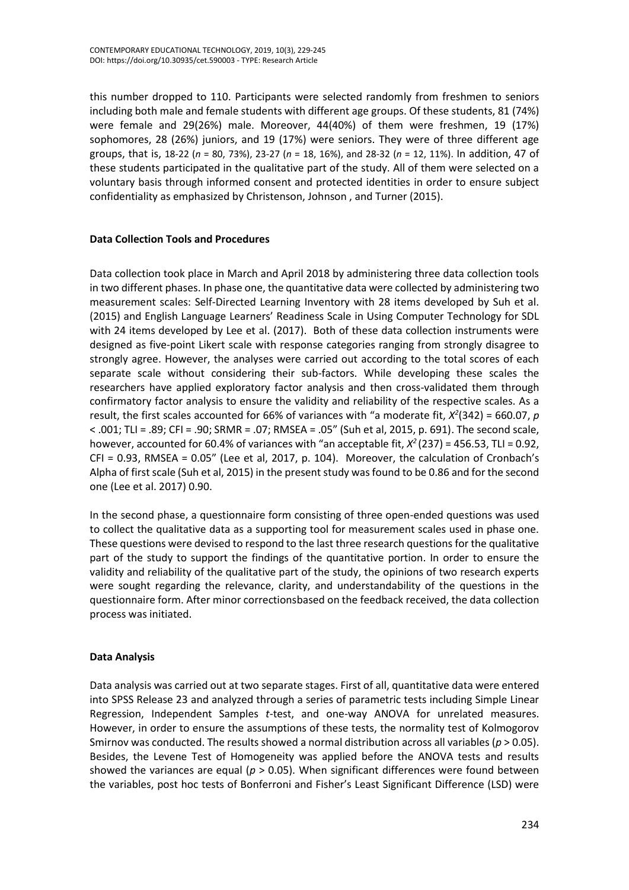this number dropped to 110. Participants were selected randomly from freshmen to seniors including both male and female students with different age groups. Of these students, 81 (74%) were female and 29(26%) male. Moreover, 44(40%) of them were freshmen, 19 (17%) sophomores, 28 (26%) juniors, and 19 (17%) were seniors. They were of three different age groups, that is, 18-22 ($n$ = 80, 73%), 23-27 ($n$ = 18, 16%), and 28-32 ($n$ = 12, 11%). In addition, 47 of these students participated in the qualitative part of the study. All of them were selected on a voluntary basis through informed consent and protected identities in order to ensure subject confidentiality as emphasized by Christenson, Johnson , and Turner (2015).

### Data Collection Tools and Procedures

Data collection took place in March and April 2018 by administering three data collection tools in two different phases. In phase one, the quantitative data were collected by administering two measurement scales: Self-Directed Learning Inventory with 28 items developed by Suh et al. (2015) and English Language Learners' Readiness Scale in Using Computer Technology for SDL with 24 items developed by Lee et al. (2017). Both of these data collection instruments were designed as five-point Likert scale with response categories ranging from strongly disagree to strongly agree. However, the analyses were carried out according to the total scores of each separate scale without considering their sub-factors. While developing these scales the researchers have applied exploratory factor analysis and then cross-validated them through confirmatory factor analysis to ensure the validity and reliability of the respective scales. As a result, the first scales accounted for 66% of variances with "a moderate fit, $X^2(342) = 660.07$, $p < .001$; TLI = .89; CFI = .90; SRMR = .07; RMSEA = .05" (Suh et al, 2015, p. 691). The second scale, however, accounted for 60.4% of variances with "an acceptable fit, $X^2(237) = 456.53$, TLI = 0.92, CFI = 0.93, RMSEA = 0.05" (Lee et al, 2017, p. 104). Moreover, the calculation of Cronbach's Alpha of first scale (Suh et al, 2015) in the present study was found to be 0.86 and for the second one (Lee et al. 2017) 0.90.

In the second phase, a questionnaire form consisting of three open-ended questions was used to collect the qualitative data as a supporting tool for measurement scales used in phase one. These questions were devised to respond to the last three research questions for the qualitative part of the study to support the findings of the quantitative portion. In order to ensure the validity and reliability of the qualitative part of the study, the opinions of two research experts were sought regarding the relevance, clarity, and understandability of the questions in the questionnaire form. After minor correctionsbased on the feedback received, the data collection process was initiated.

### Data Analysis

Data analysis was carried out at two separate stages. First of all, quantitative data were entered into SPSS Release 23 and analyzed through a series of parametric tests including Simple Linear Regression, Independent Samples $t$-test, and one-way ANOVA for unrelated measures. However, in order to ensure the assumptions of these tests, the normality test of Kolmogorov Smirnov was conducted. The results showed a normal distribution across all variables ($p > 0.05$). Besides, the Levene Test of Homogeneity was applied before the ANOVA tests and results showed the variances are equal ($p > 0.05$). When significant differences were found between the variables, post hoc tests of Bonferroni and Fisher's Least Significant Difference (LSD) were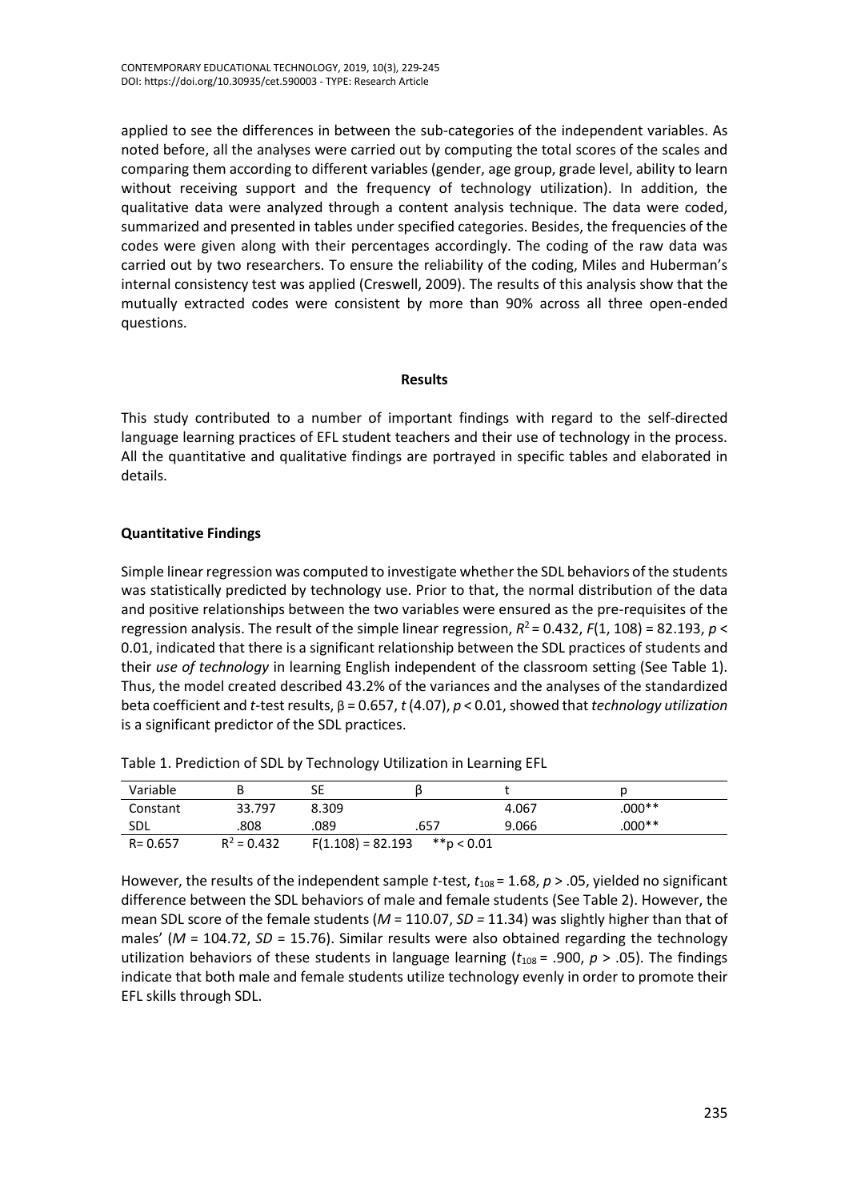applied to see the differences in between the sub-categories of the independent variables. As noted before, all the analyses were carried out by computing the total scores of the scales and comparing them according to different variables (gender, age group, grade level, ability to learn without receiving support and the frequency of technology utilization). In addition, the qualitative data were analyzed through a content analysis technique. The data were coded, summarized and presented in tables under specified categories. Besides, the frequencies of the codes were given along with their percentages accordingly. The coding of the raw data was carried out by two researchers. To ensure the reliability of the coding, Miles and Huberman's internal consistency test was applied (Creswell, 2009). The results of this analysis show that the mutually extracted codes were consistent by more than 90% across all three open-ended questions.

## Results

This study contributed to a number of important findings with regard to the self-directed language learning practices of EFL student teachers and their use of technology in the process. All the quantitative and qualitative findings are portrayed in specific tables and elaborated in details.

### Quantitative Findings

Simple linear regression was computed to investigate whether the SDL behaviors of the students was statistically predicted by technology use. Prior to that, the normal distribution of the data and positive relationships between the two variables were ensured as the pre-requisites of the regression analysis. The result of the simple linear regression, $R^2 = 0.432$, $F(1, 108) = 82.193$, $p < 0.01$, indicated that there is a significant relationship between the SDL practices of students and their *use of technology* in learning English independent of the classroom setting (See Table 1). Thus, the model created described 43.2% of the variances and the analyses of the standardized beta coefficient and *t*-test results, $\beta = 0.657$, $t\,(4.07)$, $p < 0.01$, showed that *technology utilization* is a significant predictor of the SDL practices.

Table 1. Prediction of SDL by Technology Utilization in Learning EFL

| Variable | B | SE | β | t | p |
|---|---|---|---|---|---|
| Constant | 33.797 | 8.309 | | 4.067 | .000** |
| SDL | .808 | .089 | .657 | 9.066 | .000** |
| R= 0.657 | $R^2 = 0.432$ | $F(1.108) = 82.193$ | **p < 0.01 | | |

However, the results of the independent sample *t*-test, $t_{108} = 1.68$, $p > .05$, yielded no significant difference between the SDL behaviors of male and female students (See Table 2). However, the mean SDL score of the female students ($M = 110.07$, $SD = 11.34$) was slightly higher than that of males' ($M = 104.72$, $SD = 15.76$). Similar results were also obtained regarding the technology utilization behaviors of these students in language learning ($t_{108} = .900$, $p > .05$). The findings indicate that both male and female students utilize technology evenly in order to promote their EFL skills through SDL.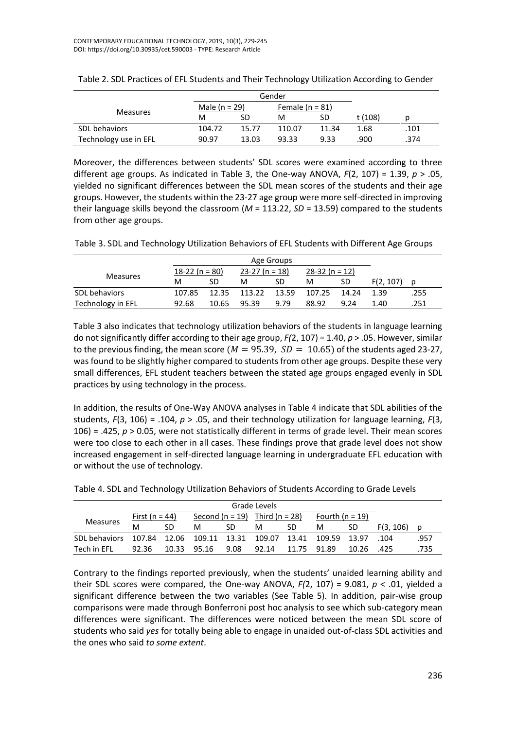Table 2. SDL Practices of EFL Students and Their Technology Utilization According to Gender

| Measures | Gender | | | | | |
|---|---|---|---|---|---|---|
| | Male (n = 29) | | Female (n = 81) | | | |
| | M | SD | M | SD | t (108) | p |
| SDL behaviors | 104.72 | 15.77 | 110.07 | 11.34 | 1.68 | .101 |
| Technology use in EFL | 90.97 | 13.03 | 93.33 | 9.33 | .900 | .374 |

Moreover, the differences between students' SDL scores were examined according to three different age groups. As indicated in Table 3, the One-way ANOVA, $F(2, 107) = 1.39$, $p > .05$, yielded no significant differences between the SDL mean scores of the students and their age groups. However, the students within the 23-27 age group were more self-directed in improving their language skills beyond the classroom ($M = 113.22$, $SD = 13.59$) compared to the students from other age groups.

Table 3. SDL and Technology Utilization Behaviors of EFL Students with Different Age Groups

| Measures | Age Groups | | | | | | | |
|---|---|---|---|---|---|---|---|---|
| | 18-22 (n = 80) | | 23-27 (n = 18) | | 28-32 (n = 12) | | | |
| | M | SD | M | SD | M | SD | F(2, 107) | p |
| SDL behaviors | 107.85 | 12.35 | 113.22 | 13.59 | 107.25 | 14.24 | 1.39 | .255 |
| Technology in EFL | 92.68 | 10.65 | 95.39 | 9.79 | 88.92 | 9.24 | 1.40 | .251 |

Table 3 also indicates that technology utilization behaviors of the students in language learning do not significantly differ according to their age group, $F(2, 107) = 1.40$, $p > .05$. However, similar to the previous finding, the mean score ($M = 95.39$, $SD = 10.65$) of the students aged 23-27, was found to be slightly higher compared to students from other age groups. Despite these very small differences, EFL student teachers between the stated age groups engaged evenly in SDL practices by using technology in the process.

In addition, the results of One-Way ANOVA analyses in Table 4 indicate that SDL abilities of the students, $F(3, 106) = .104$, $p > .05$, and their technology utilization for language learning, $F(3, 106) = .425$, $p > 0.05$, were not statistically different in terms of grade level. Their mean scores were too close to each other in all cases. These findings prove that grade level does not show increased engagement in self-directed language learning in undergraduate EFL education with or without the use of technology.

Table 4. SDL and Technology Utilization Behaviors of Students According to Grade Levels

| Measures | Grade Levels | | | | | | | | | |
|---|---|---|---|---|---|---|---|---|---|---|
| | First (n = 44) | | Second (n = 19) | | Third (n = 28) | | Fourth (n = 19) | | | |
| | M | SD | M | SD | M | SD | M | SD | F(3, 106) | p |
| SDL behaviors | 107.84 | 12.06 | 109.11 | 13.31 | 109.07 | 13.41 | 109.59 | 13.97 | .104 | .957 |
| Tech in EFL | 92.36 | 10.33 | 95.16 | 9.08 | 92.14 | 11.75 | 91.89 | 10.26 | .425 | .735 |

Contrary to the findings reported previously, when the students' unaided learning ability and their SDL scores were compared, the One-way ANOVA, $F(2, 107) = 9.081$, $p < .01$, yielded a significant difference between the two variables (See Table 5). In addition, pair-wise group comparisons were made through Bonferroni post hoc analysis to see which sub-category mean differences were significant. The differences were noticed between the mean SDL score of students who said *yes* for totally being able to engage in unaided out-of-class SDL activities and the ones who said *to some extent*.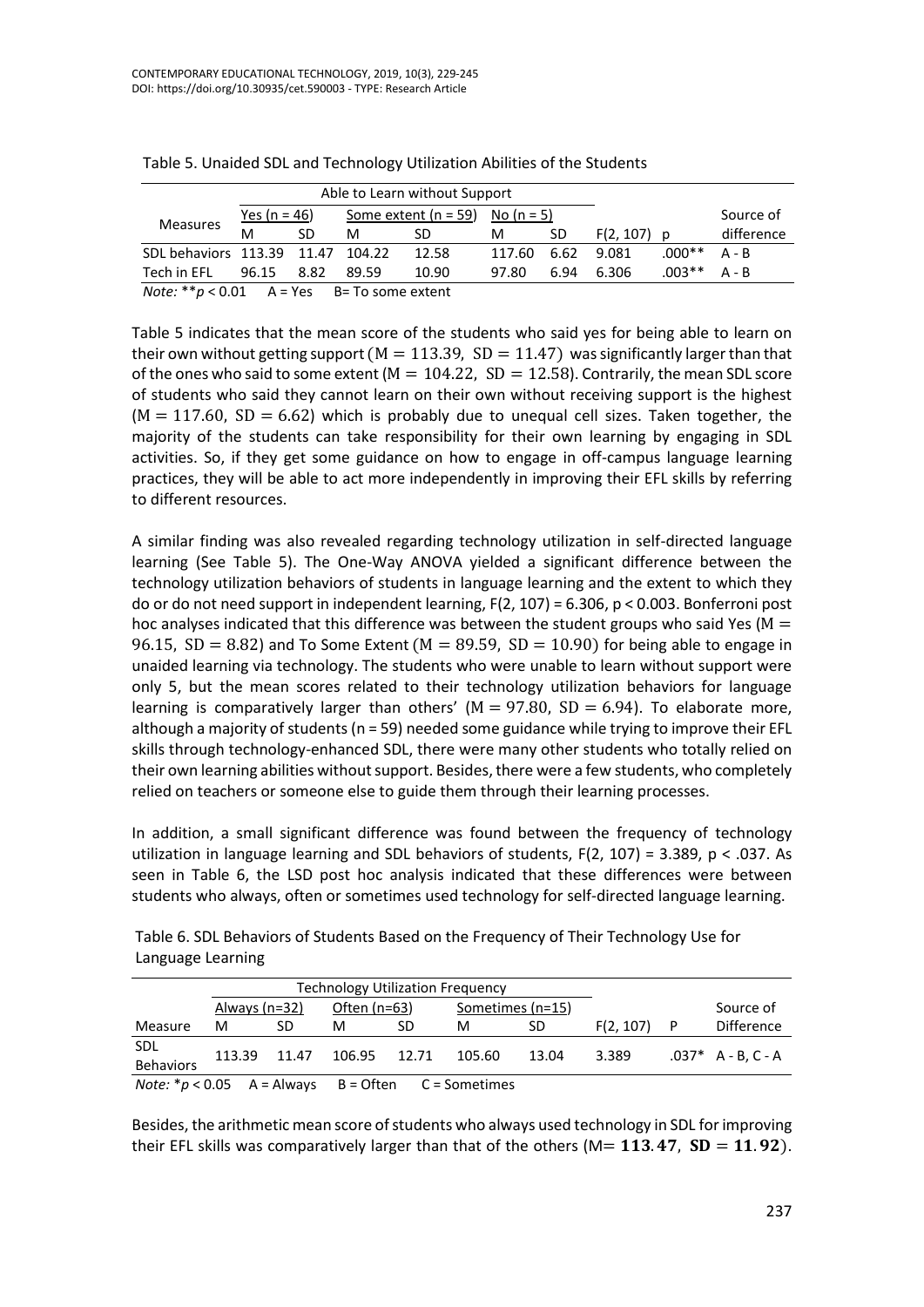Table 5. Unaided SDL and Technology Utilization Abilities of the Students

| Measures | Able to Learn without Support | | | | | | | | |
|---|---|---|---|---|---|---|---|---|---|
| | Yes (n = 46) | | Some extent (n = 59) | | No (n = 5) | | | | Source of |
| | M | SD | M | SD | M | SD | $F(2, 107)$ | p | difference |
| SDL behaviors | 113.39 | 11.47 | 104.22 | 12.58 | 117.60 | 6.62 | 9.081 | .000** | A - B |
| Tech in EFL | 96.15 | 8.82 | 89.59 | 10.90 | 97.80 | 6.94 | 6.306 | .003** | A - B |

*Note:* $^{**}p < 0.01$ A = Yes B= To some extent

Table 5 indicates that the mean score of the students who said yes for being able to learn on their own without getting support $(\mathrm{M} = 113.39,\ \mathrm{SD} = 11.47)$ was significantly larger than that of the ones who said to some extent $(\mathrm{M} = 104.22,\ \mathrm{SD} = 12.58)$. Contrarily, the mean SDL score of students who said they cannot learn on their own without receiving support is the highest $(\mathrm{M} = 117.60,\ \mathrm{SD} = 6.62)$ which is probably due to unequal cell sizes. Taken together, the majority of the students can take responsibility for their own learning by engaging in SDL activities. So, if they get some guidance on how to engage in off-campus language learning practices, they will be able to act more independently in improving their EFL skills by referring to different resources.

A similar finding was also revealed regarding technology utilization in self-directed language learning (See Table 5). The One-Way ANOVA yielded a significant difference between the technology utilization behaviors of students in language learning and the extent to which they do or do not need support in independent learning, $F(2, 107) = 6.306$, $p < 0.003$. Bonferroni post hoc analyses indicated that this difference was between the student groups who said Yes $(\mathrm{M} = 96.15,\ \mathrm{SD} = 8.82)$ and To Some Extent $(\mathrm{M} = 89.59,\ \mathrm{SD} = 10.90)$ for being able to engage in unaided learning via technology. The students who were unable to learn without support were only 5, but the mean scores related to their technology utilization behaviors for language learning is comparatively larger than others' $(\mathrm{M} = 97.80,\ \mathrm{SD} = 6.94)$. To elaborate more, although a majority of students (n = 59) needed some guidance while trying to improve their EFL skills through technology-enhanced SDL, there were many other students who totally relied on their own learning abilities without support. Besides, there were a few students, who completely relied on teachers or someone else to guide them through their learning processes.

In addition, a small significant difference was found between the frequency of technology utilization in language learning and SDL behaviors of students, $F(2, 107) = 3.389$, $p < .037$. As seen in Table 6, the LSD post hoc analysis indicated that these differences were between students who always, often or sometimes used technology for self-directed language learning.

Table 6. SDL Behaviors of Students Based on the Frequency of Their Technology Use for Language Learning

| | Technology Utilization Frequency | | | | | | | | |
|---|---|---|---|---|---|---|---|---|---|
| | Always (n=32) | | Often (n=63) | | Sometimes (n=15) | | | | Source of |
| Measure | M | SD | M | SD | M | SD | $F(2, 107)$ | P | Difference |
| SDL Behaviors | 113.39 | 11.47 | 106.95 | 12.71 | 105.60 | 13.04 | 3.389 | .037* | A - B, C - A |

*Note:* $^{*}p < 0.05$ A = Always B = Often C = Sometimes

Besides, the arithmetic mean score of students who always used technology in SDL for improving their EFL skills was comparatively larger than that of the others ($\mathrm{M} = \mathbf{113.47},\ \mathbf{SD} = \mathbf{11.92}$).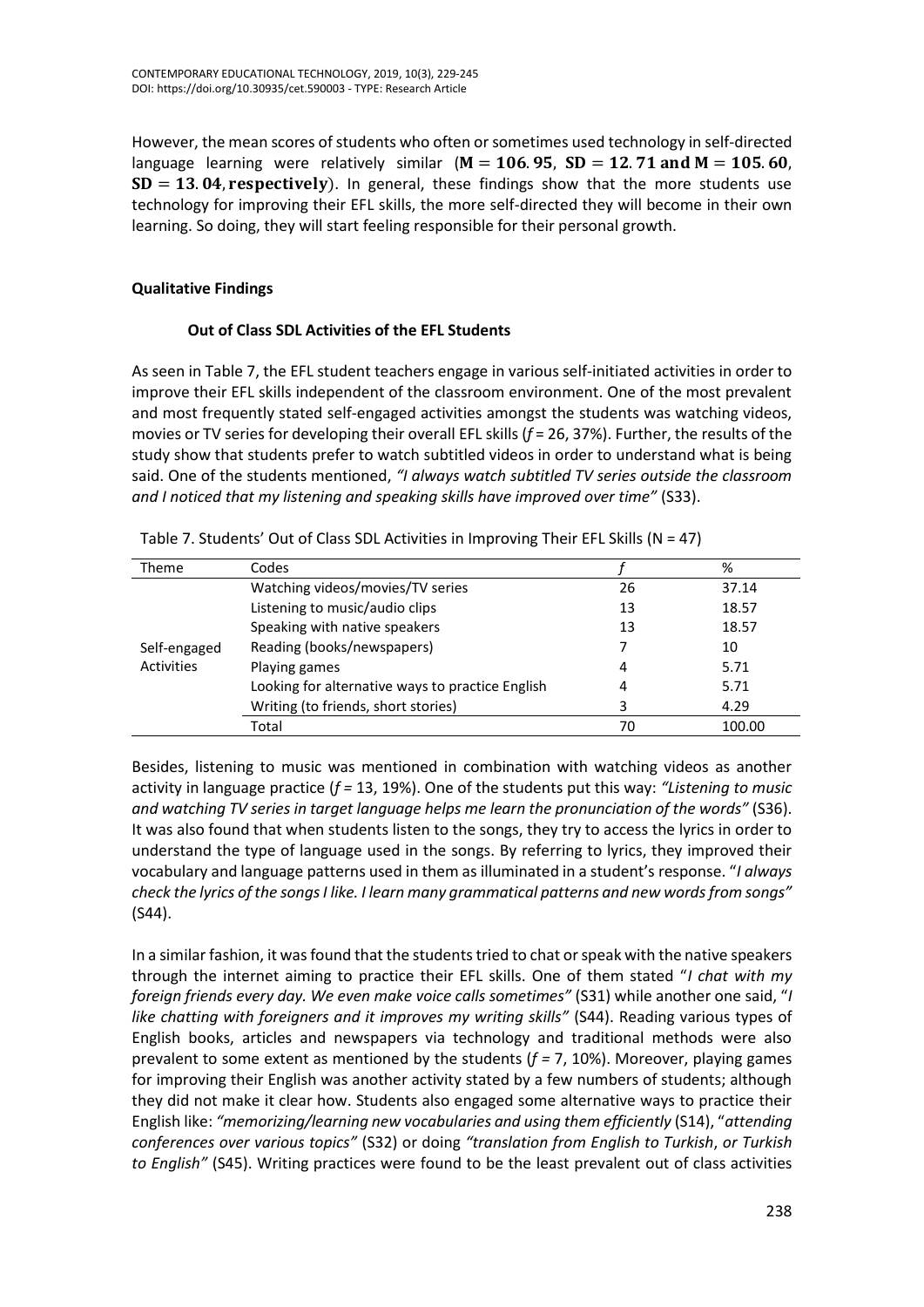However, the mean scores of students who often or sometimes used technology in self-directed language learning were relatively similar ($\mathbf{M = 106.95}$, $\mathbf{SD = 12.71}$ **and** $\mathbf{M = 105.60}$, $\mathbf{SD = 13.04}$, **respectively**). In general, these findings show that the more students use technology for improving their EFL skills, the more self-directed they will become in their own learning. So doing, they will start feeling responsible for their personal growth.

## Qualitative Findings

### Out of Class SDL Activities of the EFL Students

As seen in Table 7, the EFL student teachers engage in various self-initiated activities in order to improve their EFL skills independent of the classroom environment. One of the most prevalent and most frequently stated self-engaged activities amongst the students was watching videos, movies or TV series for developing their overall EFL skills (*f* = 26, 37%). Further, the results of the study show that students prefer to watch subtitled videos in order to understand what is being said. One of the students mentioned, *"I always watch subtitled TV series outside the classroom and I noticed that my listening and speaking skills have improved over time"* (S33).

Table 7. Students' Out of Class SDL Activities in Improving Their EFL Skills (N = 47)

| Theme | Codes | *f* | % |
|---|---|---|---|
| Self-engaged Activities | Watching videos/movies/TV series | 26 | 37.14 |
| | Listening to music/audio clips | 13 | 18.57 |
| | Speaking with native speakers | 13 | 18.57 |
| | Reading (books/newspapers) | 7 | 10 |
| | Playing games | 4 | 5.71 |
| | Looking for alternative ways to practice English | 4 | 5.71 |
| | Writing (to friends, short stories) | 3 | 4.29 |
| | Total | 70 | 100.00 |

Besides, listening to music was mentioned in combination with watching videos as another activity in language practice (*f* = 13, 19%). One of the students put this way: *"Listening to music and watching TV series in target language helps me learn the pronunciation of the words"* (S36). It was also found that when students listen to the songs, they try to access the lyrics in order to understand the type of language used in the songs. By referring to lyrics, they improved their vocabulary and language patterns used in them as illuminated in a student's response. "*I always check the lyrics of the songs I like. I learn many grammatical patterns and new words from songs"* (S44).

In a similar fashion, it was found that the students tried to chat or speak with the native speakers through the internet aiming to practice their EFL skills. One of them stated "*I chat with my foreign friends every day. We even make voice calls sometimes"* (S31) while another one said, "*I like chatting with foreigners and it improves my writing skills"* (S44). Reading various types of English books, articles and newspapers via technology and traditional methods were also prevalent to some extent as mentioned by the students (*f* = 7, 10%). Moreover, playing games for improving their English was another activity stated by a few numbers of students; although they did not make it clear how. Students also engaged some alternative ways to practice their English like: *"memorizing/learning new vocabularies and using them efficiently* (S14), "*attending conferences over various topics"* (S32) or doing *"translation from English to Turkish*, *or Turkish to English"* (S45). Writing practices were found to be the least prevalent out of class activities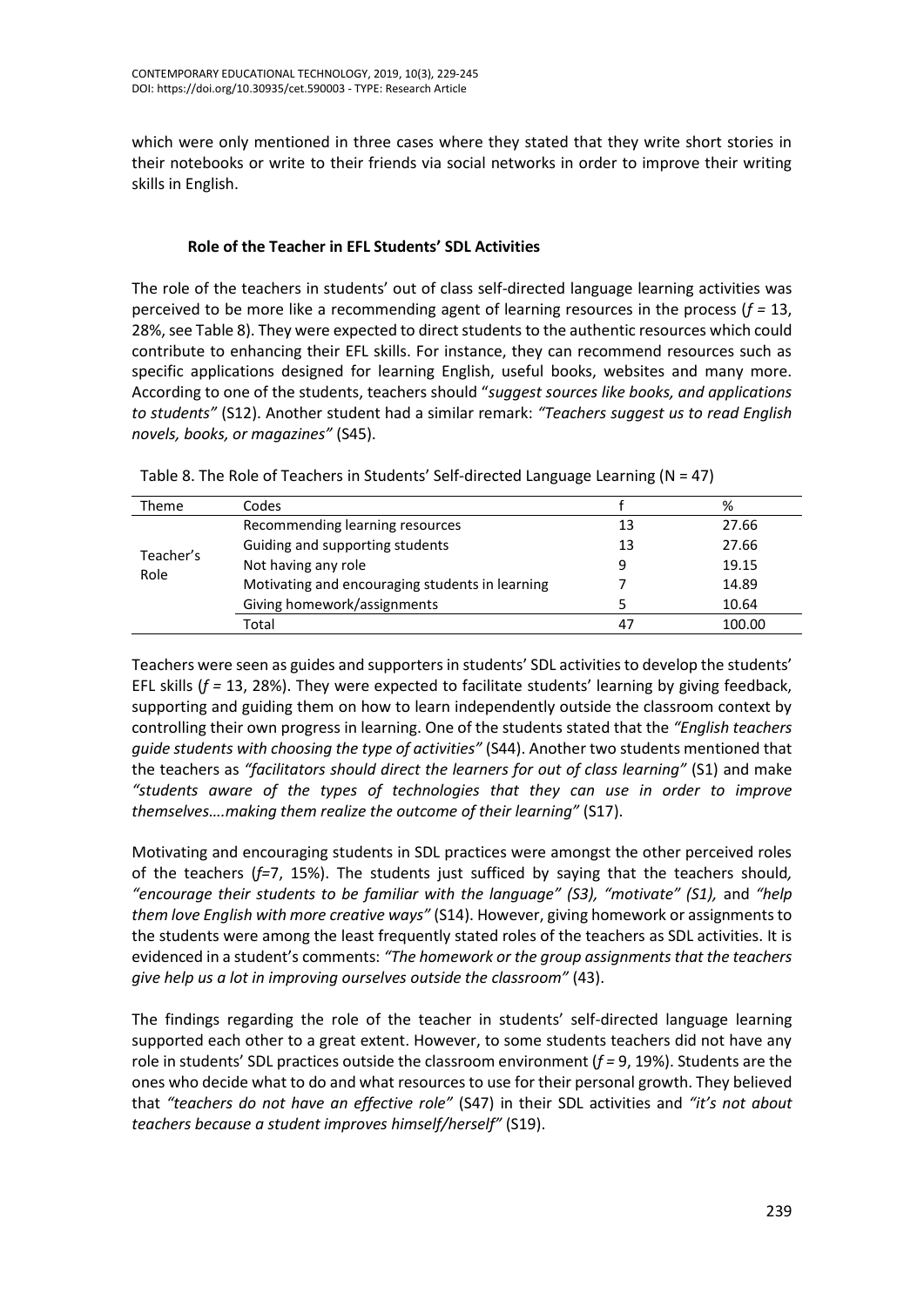which were only mentioned in three cases where they stated that they write short stories in their notebooks or write to their friends via social networks in order to improve their writing skills in English.

### Role of the Teacher in EFL Students' SDL Activities

The role of the teachers in students' out of class self-directed language learning activities was perceived to be more like a recommending agent of learning resources in the process (*f* = 13, 28%, see Table 8). They were expected to direct students to the authentic resources which could contribute to enhancing their EFL skills. For instance, they can recommend resources such as specific applications designed for learning English, useful books, websites and many more. According to one of the students, teachers should "*suggest sources like books, and applications to students"* (S12). Another student had a similar remark: *"Teachers suggest us to read English novels, books, or magazines"* (S45).

Table 8. The Role of Teachers in Students' Self-directed Language Learning (N = 47)

| Theme | Codes | f | % |
|---|---|---|---|
| Teacher's Role | Recommending learning resources | 13 | 27.66 |
| | Guiding and supporting students | 13 | 27.66 |
| | Not having any role | 9 | 19.15 |
| | Motivating and encouraging students in learning | 7 | 14.89 |
| | Giving homework/assignments | 5 | 10.64 |
| | Total | 47 | 100.00 |

Teachers were seen as guides and supporters in students' SDL activities to develop the students' EFL skills (*f* = 13, 28%). They were expected to facilitate students' learning by giving feedback, supporting and guiding them on how to learn independently outside the classroom context by controlling their own progress in learning. One of the students stated that the *"English teachers guide students with choosing the type of activities"* (S44). Another two students mentioned that the teachers as *"facilitators should direct the learners for out of class learning"* (S1) and make *"students aware of the types of technologies that they can use in order to improve themselves….making them realize the outcome of their learning"* (S17).

Motivating and encouraging students in SDL practices were amongst the other perceived roles of the teachers (*f*=7, 15%). The students just sufficed by saying that the teachers should*, "encourage their students to be familiar with the language" (S3), "motivate" (S1),* and *"help them love English with more creative ways"* (S14). However, giving homework or assignments to the students were among the least frequently stated roles of the teachers as SDL activities. It is evidenced in a student's comments: *"The homework or the group assignments that the teachers give help us a lot in improving ourselves outside the classroom"* (43).

The findings regarding the role of the teacher in students' self-directed language learning supported each other to a great extent. However, to some students teachers did not have any role in students' SDL practices outside the classroom environment (*f* = 9, 19%). Students are the ones who decide what to do and what resources to use for their personal growth. They believed that *"teachers do not have an effective role"* (S47) in their SDL activities and *"it's not about teachers because a student improves himself/herself"* (S19).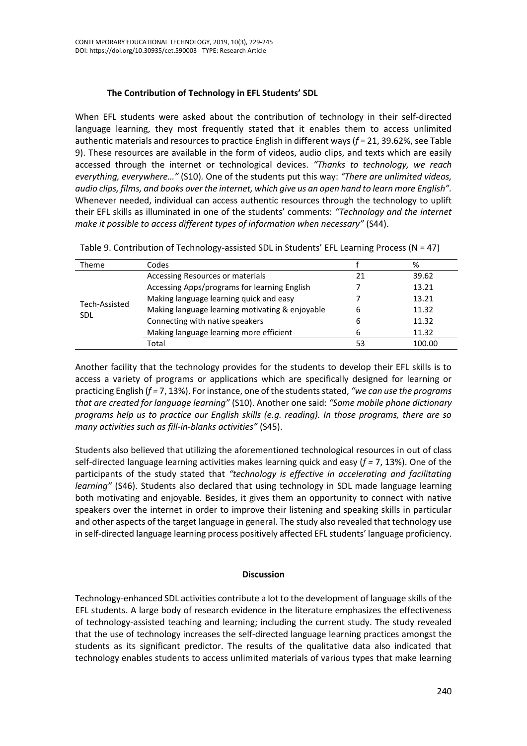### The Contribution of Technology in EFL Students' SDL

When EFL students were asked about the contribution of technology in their self-directed language learning, they most frequently stated that it enables them to access unlimited authentic materials and resources to practice English in different ways (*f* = 21, 39.62%, see Table 9). These resources are available in the form of videos, audio clips, and texts which are easily accessed through the internet or technological devices. *"Thanks to technology, we reach everything, everywhere…"* (S10). One of the students put this way: *"There are unlimited videos, audio clips, films, and books over the internet, which give us an open hand to learn more English".* Whenever needed, individual can access authentic resources through the technology to uplift their EFL skills as illuminated in one of the students' comments: *"Technology and the internet make it possible to access different types of information when necessary"* (S44).

Table 9. Contribution of Technology-assisted SDL in Students' EFL Learning Process (N = 47)

| Theme | Codes | f | % |
|---|---|---|---|
| Tech-Assisted SDL | Accessing Resources or materials | 21 | 39.62 |
| | Accessing Apps/programs for learning English | 7 | 13.21 |
| | Making language learning quick and easy | 7 | 13.21 |
| | Making language learning motivating & enjoyable | 6 | 11.32 |
| | Connecting with native speakers | 6 | 11.32 |
| | Making language learning more efficient | 6 | 11.32 |
| | Total | 53 | 100.00 |

Another facility that the technology provides for the students to develop their EFL skills is to access a variety of programs or applications which are specifically designed for learning or practicing English (*f* = 7, 13%). For instance, one of the students stated, *"we can use the programs that are created for language learning"* (S10). Another one said: *"Some mobile phone dictionary programs help us to practice our English skills (e.g. reading). In those programs, there are so many activities such as fill-in-blanks activities"* (S45).

Students also believed that utilizing the aforementioned technological resources in out of class self-directed language learning activities makes learning quick and easy (*f* = 7, 13%). One of the participants of the study stated that *"technology is effective in accelerating and facilitating learning"* (S46). Students also declared that using technology in SDL made language learning both motivating and enjoyable. Besides, it gives them an opportunity to connect with native speakers over the internet in order to improve their listening and speaking skills in particular and other aspects of the target language in general. The study also revealed that technology use in self-directed language learning process positively affected EFL students' language proficiency.

## Discussion

Technology-enhanced SDL activities contribute a lot to the development of language skills of the EFL students. A large body of research evidence in the literature emphasizes the effectiveness of technology-assisted teaching and learning; including the current study. The study revealed that the use of technology increases the self-directed language learning practices amongst the students as its significant predictor. The results of the qualitative data also indicated that technology enables students to access unlimited materials of various types that make learning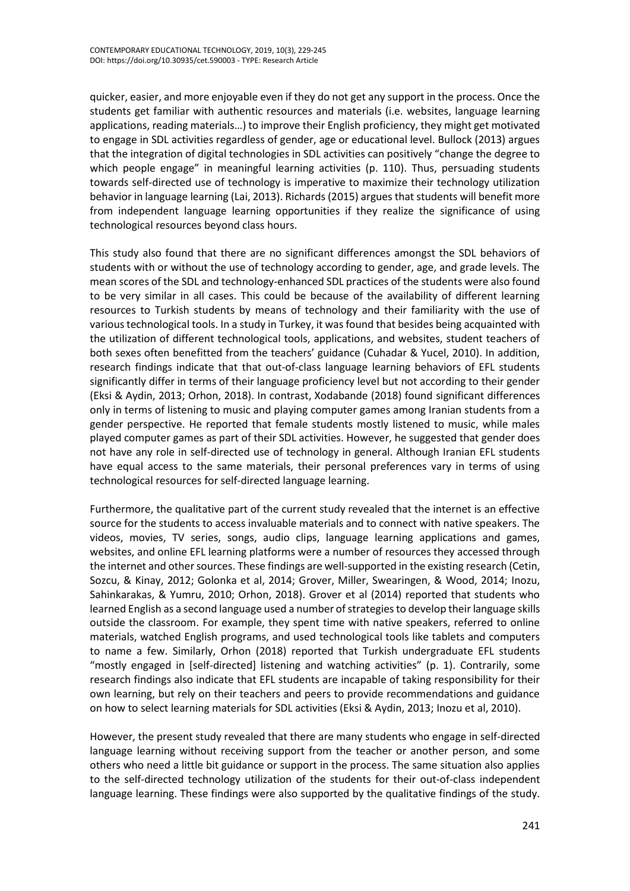quicker, easier, and more enjoyable even if they do not get any support in the process. Once the students get familiar with authentic resources and materials (i.e. websites, language learning applications, reading materials…) to improve their English proficiency, they might get motivated to engage in SDL activities regardless of gender, age or educational level. Bullock (2013) argues that the integration of digital technologies in SDL activities can positively "change the degree to which people engage" in meaningful learning activities (p. 110). Thus, persuading students towards self-directed use of technology is imperative to maximize their technology utilization behavior in language learning (Lai, 2013). Richards (2015) argues that students will benefit more from independent language learning opportunities if they realize the significance of using technological resources beyond class hours.

This study also found that there are no significant differences amongst the SDL behaviors of students with or without the use of technology according to gender, age, and grade levels. The mean scores of the SDL and technology-enhanced SDL practices of the students were also found to be very similar in all cases. This could be because of the availability of different learning resources to Turkish students by means of technology and their familiarity with the use of various technological tools. In a study in Turkey, it was found that besides being acquainted with the utilization of different technological tools, applications, and websites, student teachers of both sexes often benefitted from the teachers' guidance (Cuhadar & Yucel, 2010). In addition, research findings indicate that that out-of-class language learning behaviors of EFL students significantly differ in terms of their language proficiency level but not according to their gender (Eksi & Aydin, 2013; Orhon, 2018). In contrast, Xodabande (2018) found significant differences only in terms of listening to music and playing computer games among Iranian students from a gender perspective. He reported that female students mostly listened to music, while males played computer games as part of their SDL activities. However, he suggested that gender does not have any role in self-directed use of technology in general. Although Iranian EFL students have equal access to the same materials, their personal preferences vary in terms of using technological resources for self-directed language learning.

Furthermore, the qualitative part of the current study revealed that the internet is an effective source for the students to access invaluable materials and to connect with native speakers. The videos, movies, TV series, songs, audio clips, language learning applications and games, websites, and online EFL learning platforms were a number of resources they accessed through the internet and other sources. These findings are well-supported in the existing research (Cetin, Sozcu, & Kinay, 2012; Golonka et al, 2014; Grover, Miller, Swearingen, & Wood, 2014; Inozu, Sahinkarakas, & Yumru, 2010; Orhon, 2018). Grover et al (2014) reported that students who learned English as a second language used a number of strategies to develop their language skills outside the classroom. For example, they spent time with native speakers, referred to online materials, watched English programs, and used technological tools like tablets and computers to name a few. Similarly, Orhon (2018) reported that Turkish undergraduate EFL students "mostly engaged in [self-directed] listening and watching activities" (p. 1). Contrarily, some research findings also indicate that EFL students are incapable of taking responsibility for their own learning, but rely on their teachers and peers to provide recommendations and guidance on how to select learning materials for SDL activities (Eksi & Aydin, 2013; Inozu et al, 2010).

However, the present study revealed that there are many students who engage in self-directed language learning without receiving support from the teacher or another person, and some others who need a little bit guidance or support in the process. The same situation also applies to the self-directed technology utilization of the students for their out-of-class independent language learning. These findings were also supported by the qualitative findings of the study.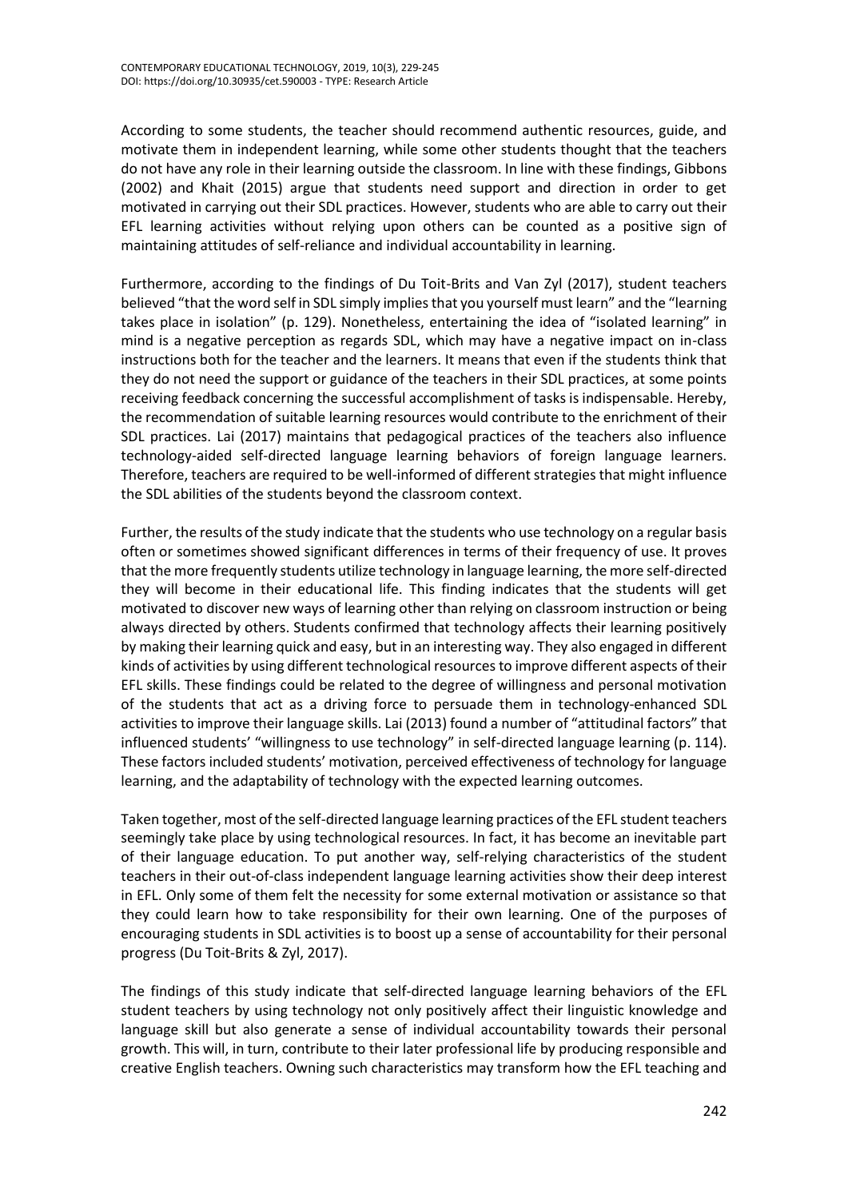According to some students, the teacher should recommend authentic resources, guide, and motivate them in independent learning, while some other students thought that the teachers do not have any role in their learning outside the classroom. In line with these findings, Gibbons (2002) and Khait (2015) argue that students need support and direction in order to get motivated in carrying out their SDL practices. However, students who are able to carry out their EFL learning activities without relying upon others can be counted as a positive sign of maintaining attitudes of self-reliance and individual accountability in learning.

Furthermore, according to the findings of Du Toit-Brits and Van Zyl (2017), student teachers believed "that the word self in SDL simply implies that you yourself must learn" and the "learning takes place in isolation" (p. 129). Nonetheless, entertaining the idea of "isolated learning" in mind is a negative perception as regards SDL, which may have a negative impact on in-class instructions both for the teacher and the learners. It means that even if the students think that they do not need the support or guidance of the teachers in their SDL practices, at some points receiving feedback concerning the successful accomplishment of tasks is indispensable. Hereby, the recommendation of suitable learning resources would contribute to the enrichment of their SDL practices. Lai (2017) maintains that pedagogical practices of the teachers also influence technology-aided self-directed language learning behaviors of foreign language learners. Therefore, teachers are required to be well-informed of different strategies that might influence the SDL abilities of the students beyond the classroom context.

Further, the results of the study indicate that the students who use technology on a regular basis often or sometimes showed significant differences in terms of their frequency of use. It proves that the more frequently students utilize technology in language learning, the more self-directed they will become in their educational life. This finding indicates that the students will get motivated to discover new ways of learning other than relying on classroom instruction or being always directed by others. Students confirmed that technology affects their learning positively by making their learning quick and easy, but in an interesting way. They also engaged in different kinds of activities by using different technological resources to improve different aspects of their EFL skills. These findings could be related to the degree of willingness and personal motivation of the students that act as a driving force to persuade them in technology-enhanced SDL activities to improve their language skills. Lai (2013) found a number of "attitudinal factors" that influenced students' "willingness to use technology" in self-directed language learning (p. 114). These factors included students' motivation, perceived effectiveness of technology for language learning, and the adaptability of technology with the expected learning outcomes.

Taken together, most of the self-directed language learning practices of the EFL student teachers seemingly take place by using technological resources. In fact, it has become an inevitable part of their language education. To put another way, self-relying characteristics of the student teachers in their out-of-class independent language learning activities show their deep interest in EFL. Only some of them felt the necessity for some external motivation or assistance so that they could learn how to take responsibility for their own learning. One of the purposes of encouraging students in SDL activities is to boost up a sense of accountability for their personal progress (Du Toit-Brits & Zyl, 2017).

The findings of this study indicate that self-directed language learning behaviors of the EFL student teachers by using technology not only positively affect their linguistic knowledge and language skill but also generate a sense of individual accountability towards their personal growth. This will, in turn, contribute to their later professional life by producing responsible and creative English teachers. Owning such characteristics may transform how the EFL teaching and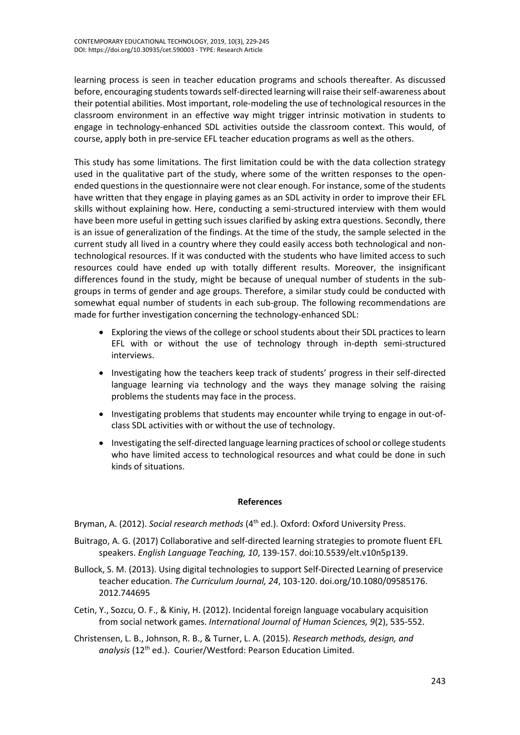learning process is seen in teacher education programs and schools thereafter. As discussed before, encouraging students towards self-directed learning will raise their self-awareness about their potential abilities. Most important, role-modeling the use of technological resources in the classroom environment in an effective way might trigger intrinsic motivation in students to engage in technology-enhanced SDL activities outside the classroom context. This would, of course, apply both in pre-service EFL teacher education programs as well as the others.

This study has some limitations. The first limitation could be with the data collection strategy used in the qualitative part of the study, where some of the written responses to the open-ended questions in the questionnaire were not clear enough. For instance, some of the students have written that they engage in playing games as an SDL activity in order to improve their EFL skills without explaining how. Here, conducting a semi-structured interview with them would have been more useful in getting such issues clarified by asking extra questions. Secondly, there is an issue of generalization of the findings. At the time of the study, the sample selected in the current study all lived in a country where they could easily access both technological and non-technological resources. If it was conducted with the students who have limited access to such resources could have ended up with totally different results. Moreover, the insignificant differences found in the study, might be because of unequal number of students in the sub-groups in terms of gender and age groups. Therefore, a similar study could be conducted with somewhat equal number of students in each sub-group. The following recommendations are made for further investigation concerning the technology-enhanced SDL:

- Exploring the views of the college or school students about their SDL practices to learn EFL with or without the use of technology through in-depth semi-structured interviews.
- Investigating how the teachers keep track of students' progress in their self-directed language learning via technology and the ways they manage solving the raising problems the students may face in the process.
- Investigating problems that students may encounter while trying to engage in out-of-class SDL activities with or without the use of technology.
- Investigating the self-directed language learning practices of school or college students who have limited access to technological resources and what could be done in such kinds of situations.

## References

Bryman, A. (2012). *Social research methods* (4th ed.). Oxford: Oxford University Press.

Buitrago, A. G. (2017) Collaborative and self-directed learning strategies to promote fluent EFL speakers. *English Language Teaching, 10*, 139-157. doi:10.5539/elt.v10n5p139.

Bullock, S. M. (2013). Using digital technologies to support Self-Directed Learning of preservice teacher education. *The Curriculum Journal, 24*, 103-120. doi.org/10.1080/09585176.2012.744695

Cetin, Y., Sozcu, O. F., & Kiniy, H. (2012). Incidental foreign language vocabulary acquisition from social network games. *International Journal of Human Sciences, 9*(2), 535-552.

Christensen, L. B., Johnson, R. B., & Turner, L. A. (2015). *Research methods, design, and analysis* (12th ed.). Courier/Westford: Pearson Education Limited.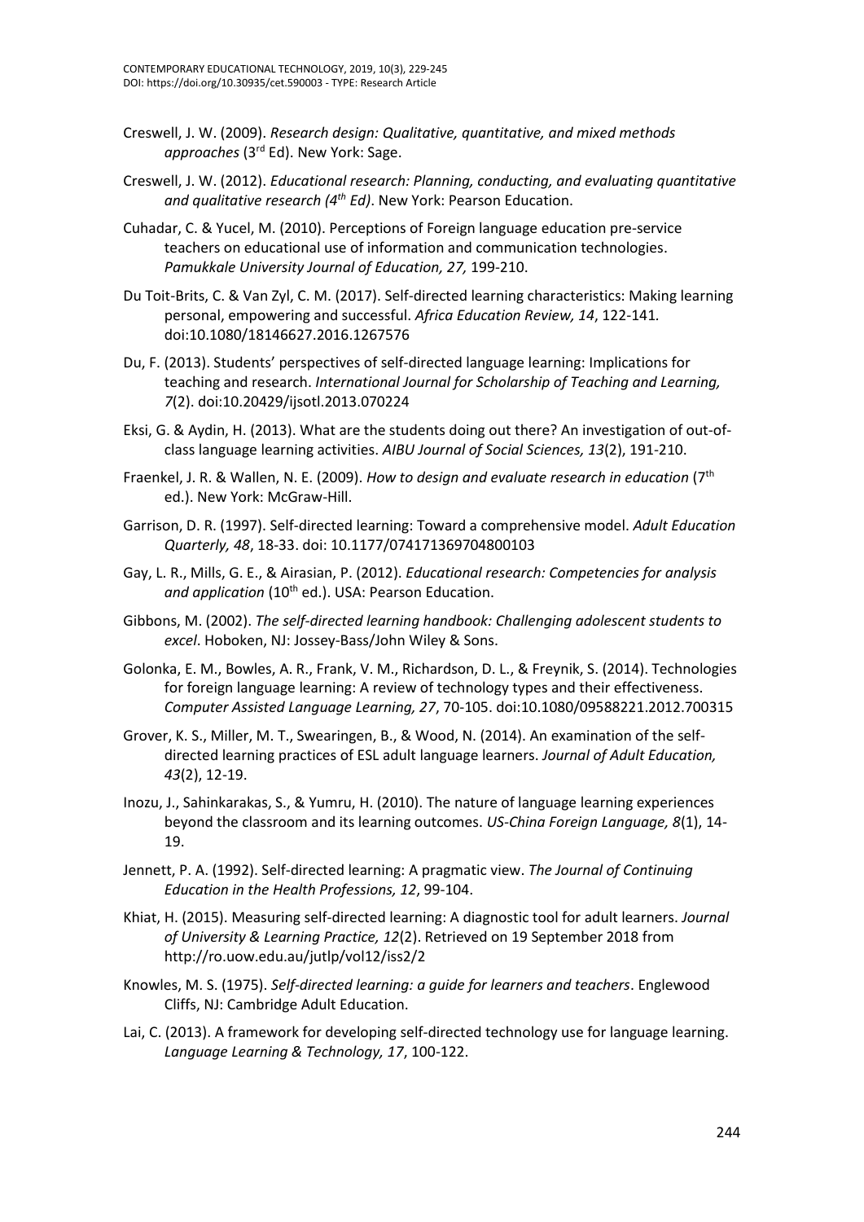Creswell, J. W. (2009). *Research design: Qualitative, quantitative, and mixed methods approaches* (3rd Ed). New York: Sage.

Creswell, J. W. (2012). *Educational research: Planning, conducting, and evaluating quantitative and qualitative research (4th Ed)*. New York: Pearson Education.

Cuhadar, C. & Yucel, M. (2010). Perceptions of Foreign language education pre-service teachers on educational use of information and communication technologies. *Pamukkale University Journal of Education, 27,* 199-210.

Du Toit-Brits, C. & Van Zyl, C. M. (2017). Self-directed learning characteristics: Making learning personal, empowering and successful. *Africa Education Review, 14*, 122-141. doi:10.1080/18146627.2016.1267576

Du, F. (2013). Students' perspectives of self-directed language learning: Implications for teaching and research. *International Journal for Scholarship of Teaching and Learning, 7*(2). doi:10.20429/ijsotl.2013.070224

Eksi, G. & Aydin, H. (2013). What are the students doing out there? An investigation of out-of-class language learning activities. *AIBU Journal of Social Sciences, 13*(2), 191-210.

Fraenkel, J. R. & Wallen, N. E. (2009). *How to design and evaluate research in education* (7th ed.). New York: McGraw-Hill.

Garrison, D. R. (1997). Self-directed learning: Toward a comprehensive model. *Adult Education Quarterly, 48*, 18-33. doi: 10.1177/074171369704800103

Gay, L. R., Mills, G. E., & Airasian, P. (2012). *Educational research: Competencies for analysis and application* (10th ed.). USA: Pearson Education.

Gibbons, M. (2002). *The self-directed learning handbook: Challenging adolescent students to excel*. Hoboken, NJ: Jossey-Bass/John Wiley & Sons.

Golonka, E. M., Bowles, A. R., Frank, V. M., Richardson, D. L., & Freynik, S. (2014). Technologies for foreign language learning: A review of technology types and their effectiveness. *Computer Assisted Language Learning, 27*, 70-105. doi:10.1080/09588221.2012.700315

Grover, K. S., Miller, M. T., Swearingen, B., & Wood, N. (2014). An examination of the self-directed learning practices of ESL adult language learners. *Journal of Adult Education, 43*(2), 12-19.

Inozu, J., Sahinkarakas, S., & Yumru, H. (2010). The nature of language learning experiences beyond the classroom and its learning outcomes. *US-China Foreign Language, 8*(1), 14-19.

Jennett, P. A. (1992). Self-directed learning: A pragmatic view. *The Journal of Continuing Education in the Health Professions, 12*, 99-104.

Khiat, H. (2015). Measuring self-directed learning: A diagnostic tool for adult learners. *Journal of University & Learning Practice, 12*(2). Retrieved on 19 September 2018 from http://ro.uow.edu.au/jutlp/vol12/iss2/2

Knowles, M. S. (1975). *Self-directed learning: a guide for learners and teachers*. Englewood Cliffs, NJ: Cambridge Adult Education.

Lai, C. (2013). A framework for developing self-directed technology use for language learning. *Language Learning & Technology, 17*, 100-122.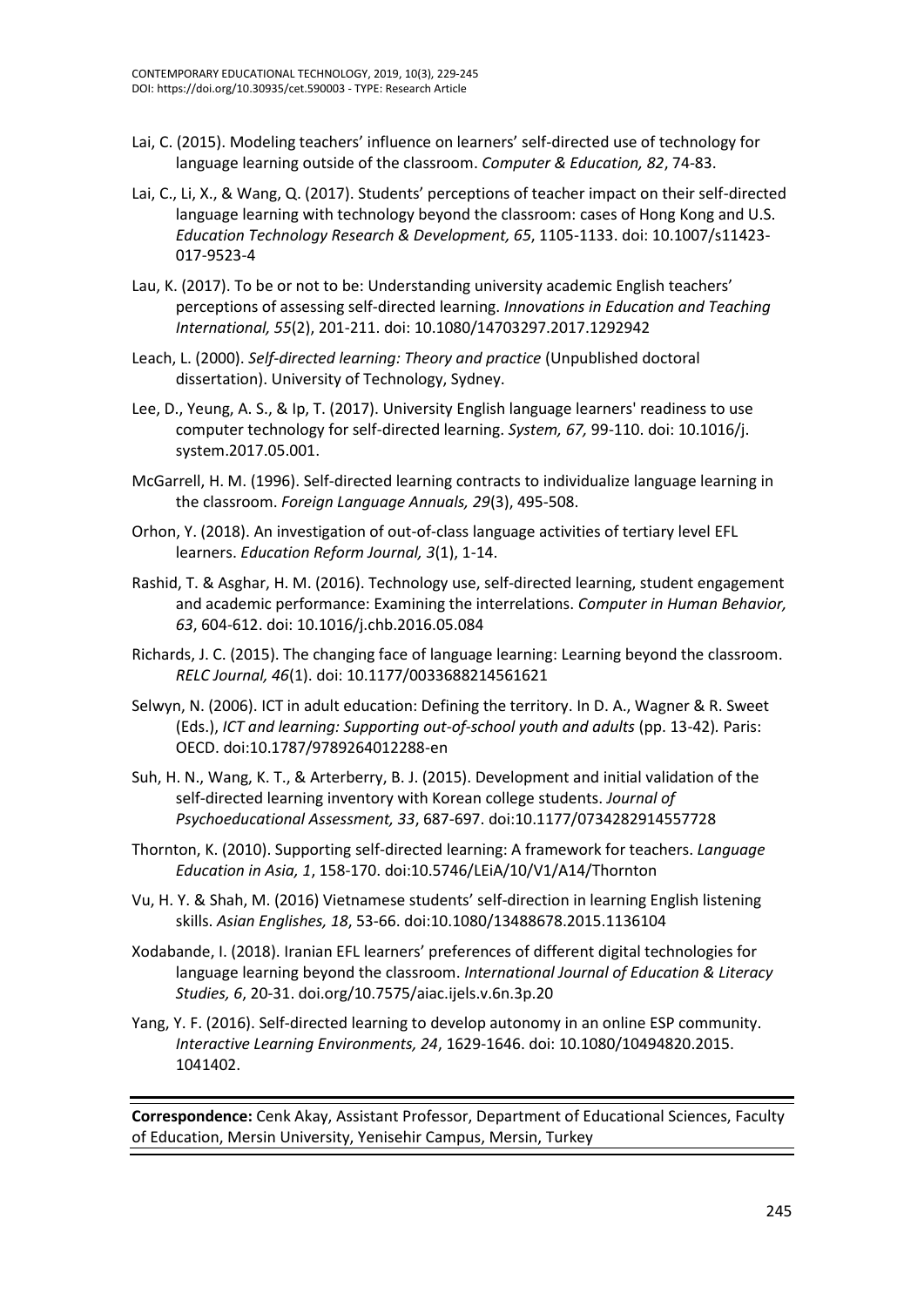Lai, C. (2015). Modeling teachers' influence on learners' self-directed use of technology for language learning outside of the classroom. *Computer & Education, 82*, 74-83.

Lai, C., Li, X., & Wang, Q. (2017). Students' perceptions of teacher impact on their self-directed language learning with technology beyond the classroom: cases of Hong Kong and U.S. *Education Technology Research & Development, 65*, 1105-1133. doi: 10.1007/s11423-017-9523-4

Lau, K. (2017). To be or not to be: Understanding university academic English teachers' perceptions of assessing self-directed learning. *Innovations in Education and Teaching International, 55*(2), 201-211. doi: 10.1080/14703297.2017.1292942

Leach, L. (2000). *Self-directed learning: Theory and practice* (Unpublished doctoral dissertation). University of Technology, Sydney.

Lee, D., Yeung, A. S., & Ip, T. (2017). University English language learners' readiness to use computer technology for self-directed learning. *System, 67,* 99-110. doi: 10.1016/j. system.2017.05.001.

McGarrell, H. M. (1996). Self-directed learning contracts to individualize language learning in the classroom. *Foreign Language Annuals, 29*(3), 495-508.

Orhon, Y. (2018). An investigation of out-of-class language activities of tertiary level EFL learners. *Education Reform Journal, 3*(1), 1-14.

Rashid, T. & Asghar, H. M. (2016). Technology use, self-directed learning, student engagement and academic performance: Examining the interrelations. *Computer in Human Behavior, 63*, 604-612. doi: 10.1016/j.chb.2016.05.084

Richards, J. C. (2015). The changing face of language learning: Learning beyond the classroom. *RELC Journal, 46*(1). doi: 10.1177/0033688214561621

Selwyn, N. (2006). ICT in adult education: Defining the territory. In D. A., Wagner & R. Sweet (Eds.), *ICT and learning: Supporting out-of-school youth and adults* (pp. 13-42)*.* Paris: OECD. doi:10.1787/9789264012288-en

Suh, H. N., Wang, K. T., & Arterberry, B. J. (2015). Development and initial validation of the self-directed learning inventory with Korean college students. *Journal of Psychoeducational Assessment, 33*, 687-697. doi:10.1177/0734282914557728

Thornton, K. (2010). Supporting self-directed learning: A framework for teachers. *Language Education in Asia, 1*, 158-170. doi:10.5746/LEiA/10/V1/A14/Thornton

Vu, H. Y. & Shah, M. (2016) Vietnamese students' self-direction in learning English listening skills. *Asian Englishes, 18*, 53-66. doi:10.1080/13488678.2015.1136104

Xodabande, I. (2018). Iranian EFL learners' preferences of different digital technologies for language learning beyond the classroom. *International Journal of Education & Literacy Studies, 6*, 20-31. doi.org/10.7575/aiac.ijels.v.6n.3p.20

Yang, Y. F. (2016). Self-directed learning to develop autonomy in an online ESP community. *Interactive Learning Environments, 24*, 1629-1646. doi: 10.1080/10494820.2015. 1041402.

---

**Correspondence:** Cenk Akay, Assistant Professor, Department of Educational Sciences, Faculty of Education, Mersin University, Yenisehir Campus, Mersin, Turkey